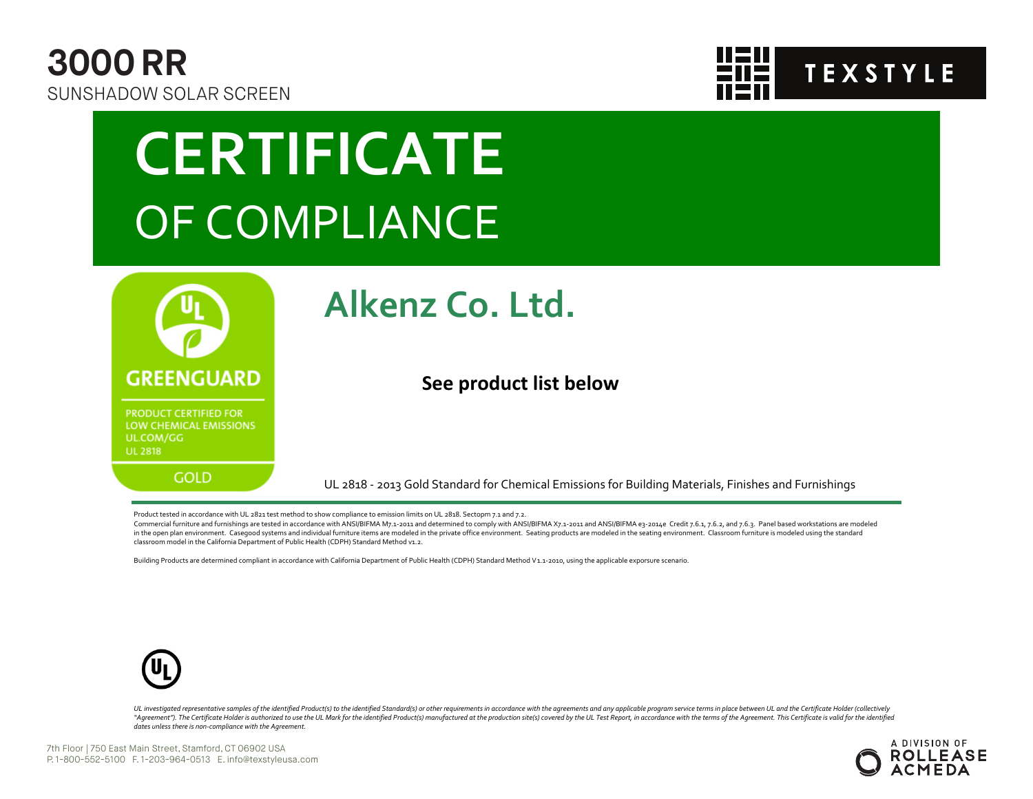# 3000 RR

SUNSHADOW SOLAR SCREEN

TEXSTYLE

# CERTIFICATE

## OF COMPLIANCE

GREENGUARD

PRODUCT CERTIFIED FOR LOW CHEMICAL EMISSIONS
UL.COM/GG
UL 2818

GOLD

## Alkenz Co. Ltd.

**See product list below**

UL 2818 - 2013 Gold Standard for Chemical Emissions for Building Materials, Finishes and Furnishings

Product tested in accordance with UL 2821 test method to show compliance to emission limits on UL 2818. Sectopm 7.1 and 7.2.
Commercial furniture and furnishings are tested in accordance with ANSI/BIFMA M7.1-2011 and determined to comply with ANSI/BIFMA X7.1-2011 and ANSI/BIFMA e3-2014e Credit 7.6.1, 7.6.2, and 7.6.3. Panel based workstations are modeled in the open plan environment. Casegood systems and individual furniture items are modeled in the private office environment. Seating products are modeled in the seating environment. Classroom furniture is modeled using the standard classroom model in the California Department of Public Health (CDPH) Standard Method v1.2.

Building Products are determined compliant in accordance with California Department of Public Health (CDPH) Standard Method V1.1-2010, using the applicable exporsure scenario.

*UL investigated representative samples of the identified Product(s) to the identified Standard(s) or other requirements in accordance with the agreements and any applicable program service terms in place between UL and the Certificate Holder (collectively "Agreement"). The Certificate Holder is authorized to use the UL Mark for the identified Product(s) manufactured at the production site(s) covered by the UL Test Report, in accordance with the terms of the Agreement. This Certificate is valid for the identified dates unless there is non-compliance with the Agreement.*

7th Floor | 750 East Main Street, Stamford, CT 06902 USA
P. 1-800-552-5100 F. 1-203-964-0513 E. info@texstyleusa.com

A DIVISION OF ROLLEASE ACMEDA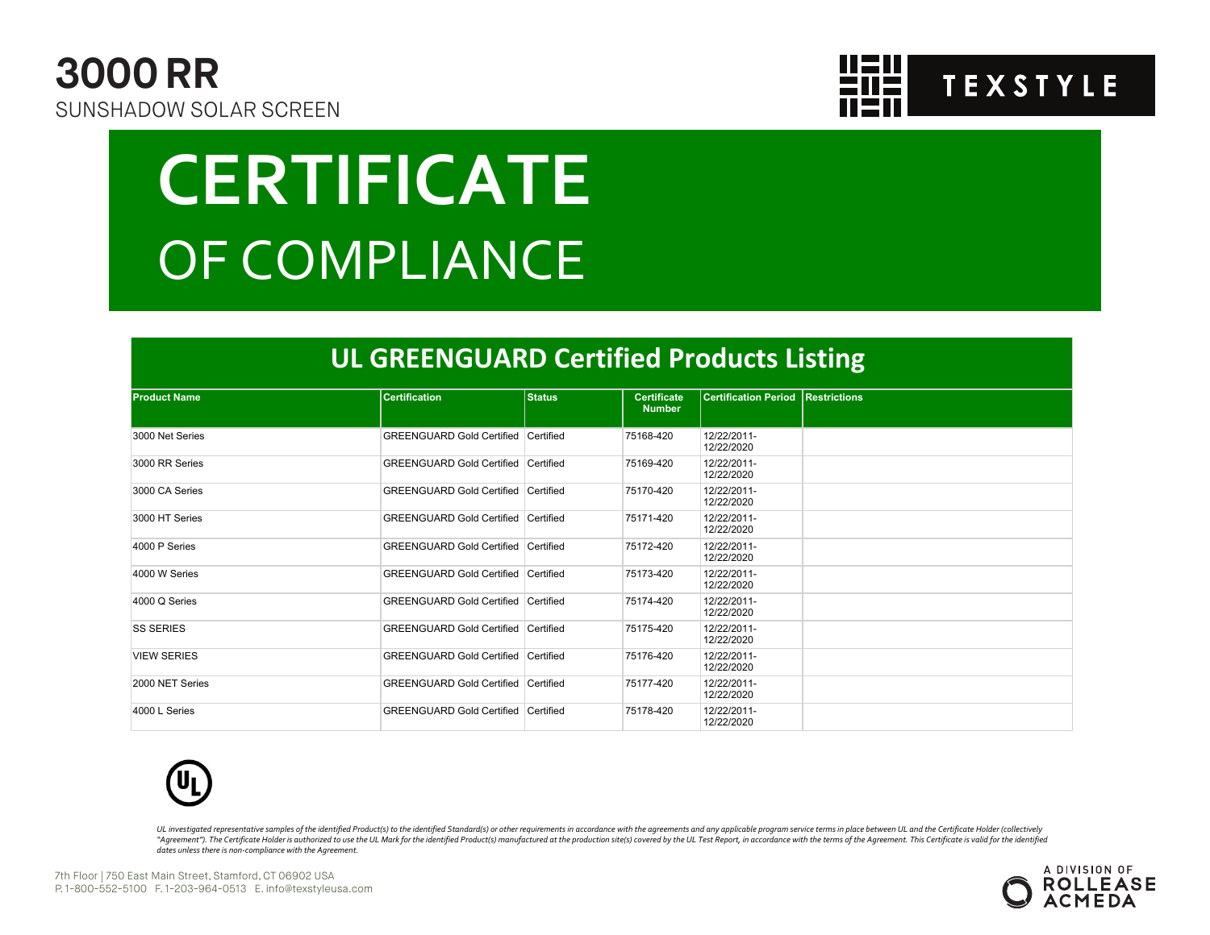# 3000 RR

SUNSHADOW SOLAR SCREEN

TEXSTYLE

# CERTIFICATE

# OF COMPLIANCE

## UL GREENGUARD Certified Products Listing

| Product Name | Certification | Status | Certificate Number | Certification Period | Restrictions |
|---|---|---|---|---|---|
| 3000 Net Series | GREENGUARD Gold Certified | Certified | 75168-420 | 12/22/2011-12/22/2020 | |
| 3000 RR Series | GREENGUARD Gold Certified | Certified | 75169-420 | 12/22/2011-12/22/2020 | |
| 3000 CA Series | GREENGUARD Gold Certified | Certified | 75170-420 | 12/22/2011-12/22/2020 | |
| 3000 HT Series | GREENGUARD Gold Certified | Certified | 75171-420 | 12/22/2011-12/22/2020 | |
| 4000 P Series | GREENGUARD Gold Certified | Certified | 75172-420 | 12/22/2011-12/22/2020 | |
| 4000 W Series | GREENGUARD Gold Certified | Certified | 75173-420 | 12/22/2011-12/22/2020 | |
| 4000 Q Series | GREENGUARD Gold Certified | Certified | 75174-420 | 12/22/2011-12/22/2020 | |
| SS SERIES | GREENGUARD Gold Certified | Certified | 75175-420 | 12/22/2011-12/22/2020 | |
| VIEW SERIES | GREENGUARD Gold Certified | Certified | 75176-420 | 12/22/2011-12/22/2020 | |
| 2000 NET Series | GREENGUARD Gold Certified | Certified | 75177-420 | 12/22/2011-12/22/2020 | |
| 4000 L Series | GREENGUARD Gold Certified | Certified | 75178-420 | 12/22/2011-12/22/2020 | |

*UL investigated representative samples of the identified Product(s) to the identified Standard(s) or other requirements in accordance with the agreements and any applicable program service terms in place between UL and the Certificate Holder (collectively "Agreement"). The Certificate Holder is authorized to use the UL Mark for the identified Product(s) manufactured at the production site(s) covered by the UL Test Report, in accordance with the terms of the Agreement. This Certificate is valid for the identified dates unless there is non-compliance with the Agreement.*

7th Floor | 750 East Main Street, Stamford, CT 06902 USA
P. 1-800-552-5100 F. 1-203-964-0513 E. info@texstyleusa.com

A DIVISION OF ROLLEASE ACMEDA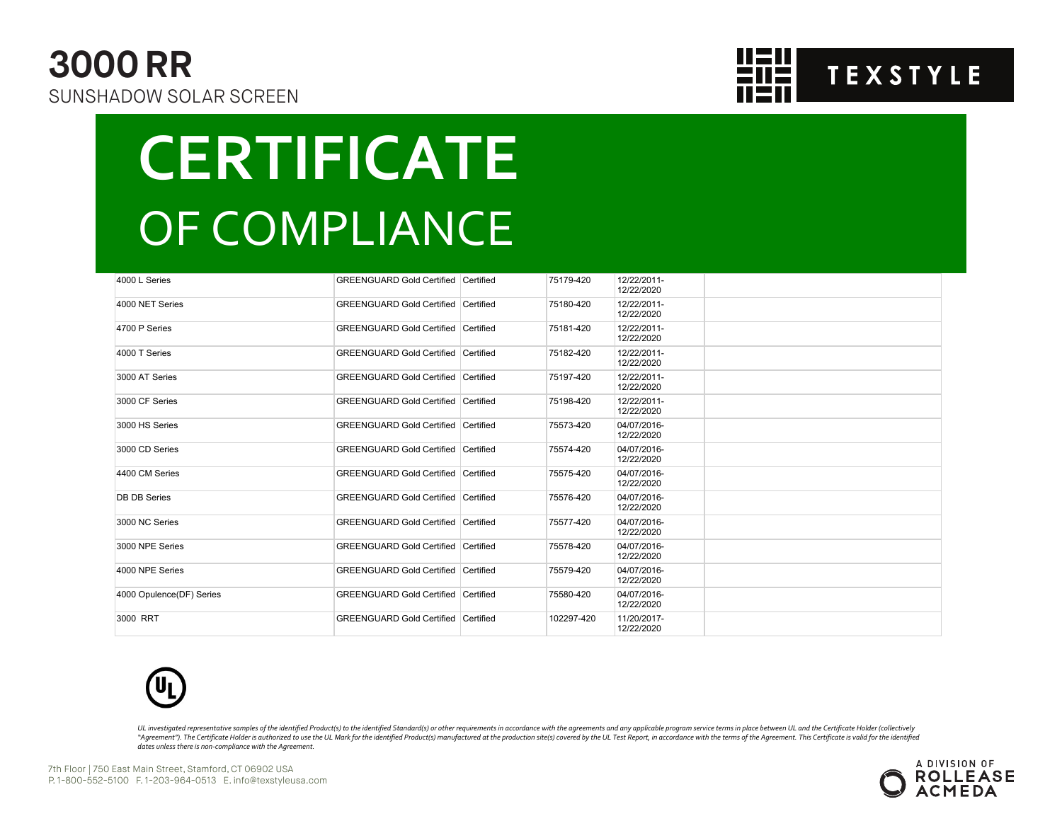# 3000 RR

SUNSHADOW SOLAR SCREEN

TEXSTYLE

# CERTIFICATE

## OF COMPLIANCE

| | | | | | |
|---|---|---|---|---|---|
| 4000 L Series | GREENGUARD Gold Certified | Certified | 75179-420 | 12/22/2011-12/22/2020 | |
| 4000 NET Series | GREENGUARD Gold Certified | Certified | 75180-420 | 12/22/2011-12/22/2020 | |
| 4700 P Series | GREENGUARD Gold Certified | Certified | 75181-420 | 12/22/2011-12/22/2020 | |
| 4000 T Series | GREENGUARD Gold Certified | Certified | 75182-420 | 12/22/2011-12/22/2020 | |
| 3000 AT Series | GREENGUARD Gold Certified | Certified | 75197-420 | 12/22/2011-12/22/2020 | |
| 3000 CF Series | GREENGUARD Gold Certified | Certified | 75198-420 | 12/22/2011-12/22/2020 | |
| 3000 HS Series | GREENGUARD Gold Certified | Certified | 75573-420 | 04/07/2016-12/22/2020 | |
| 3000 CD Series | GREENGUARD Gold Certified | Certified | 75574-420 | 04/07/2016-12/22/2020 | |
| 4400 CM Series | GREENGUARD Gold Certified | Certified | 75575-420 | 04/07/2016-12/22/2020 | |
| DB DB Series | GREENGUARD Gold Certified | Certified | 75576-420 | 04/07/2016-12/22/2020 | |
| 3000 NC Series | GREENGUARD Gold Certified | Certified | 75577-420 | 04/07/2016-12/22/2020 | |
| 3000 NPE Series | GREENGUARD Gold Certified | Certified | 75578-420 | 04/07/2016-12/22/2020 | |
| 4000 NPE Series | GREENGUARD Gold Certified | Certified | 75579-420 | 04/07/2016-12/22/2020 | |
| 4000 Opulence(DF) Series | GREENGUARD Gold Certified | Certified | 75580-420 | 04/07/2016-12/22/2020 | |
| 3000 RRT | GREENGUARD Gold Certified | Certified | 102297-420 | 11/20/2017-12/22/2020 | |

*UL investigated representative samples of the identified Product(s) to the identified Standard(s) or other requirements in accordance with the agreements and any applicable program service terms in place between UL and the Certificate Holder (collectively "Agreement"). The Certificate Holder is authorized to use the UL Mark for the identified Product(s) manufactured at the production site(s) covered by the UL Test Report, in accordance with the terms of the Agreement. This Certificate is valid for the identified dates unless there is non-compliance with the Agreement.*

7th Floor | 750 East Main Street, Stamford, CT 06902 USA
P. 1-800-552-5100 F. 1-203-964-0513 E. info@texstyleusa.com

A DIVISION OF ROLLEASE ACMEDA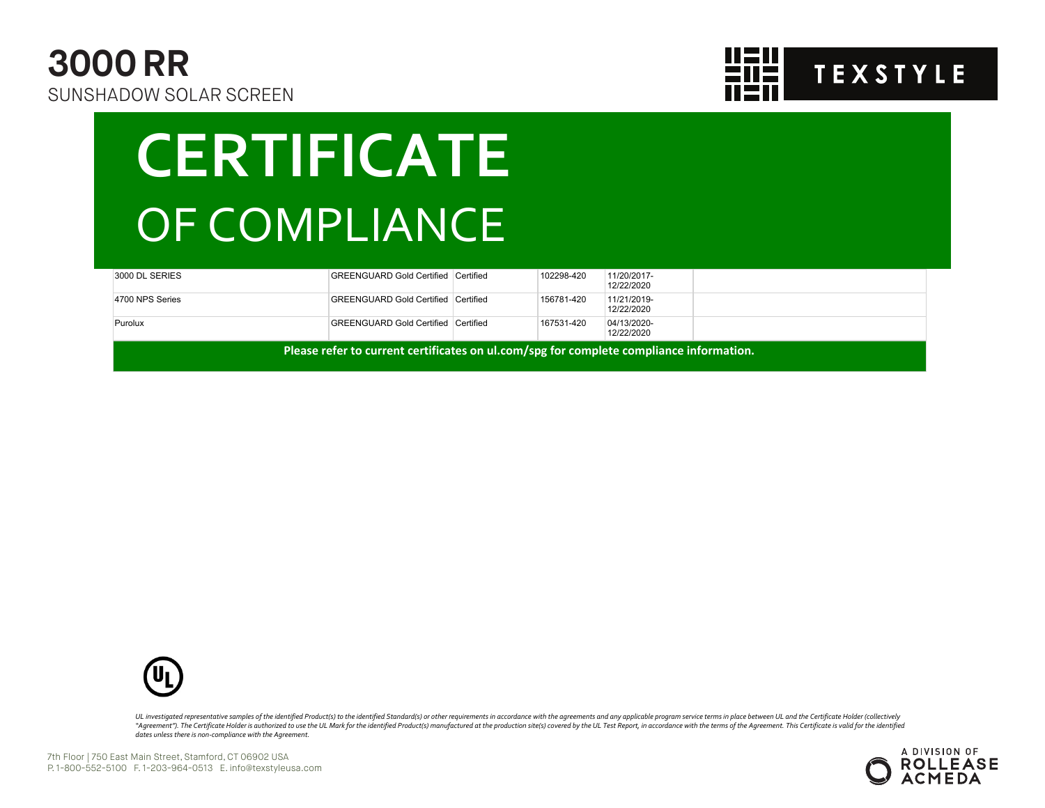# 3000 RR

SUNSHADOW SOLAR SCREEN

TEXSTYLE

# CERTIFICATE

## OF COMPLIANCE

| | | | | | |
|---|---|---|---|---|---|
| 3000 DL SERIES | GREENGUARD Gold Certified | Certified | 102298-420 | 11/20/2017-12/22/2020 | |
| 4700 NPS Series | GREENGUARD Gold Certified | Certified | 156781-420 | 11/21/2019-12/22/2020 | |
| Purolux | GREENGUARD Gold Certified | Certified | 167531-420 | 04/13/2020-12/22/2020 | |

**Please refer to current certificates on ul.com/spg for complete compliance information.**

*UL investigated representative samples of the identified Product(s) to the identified Standard(s) or other requirements in accordance with the agreements and any applicable program service terms in place between UL and the Certificate Holder (collectively "Agreement"). The Certificate Holder is authorized to use the UL Mark for the identified Product(s) manufactured at the production site(s) covered by the UL Test Report, in accordance with the terms of the Agreement. This Certificate is valid for the identified dates unless there is non-compliance with the Agreement.*

7th Floor | 750 East Main Street, Stamford, CT 06902 USA
P. 1-800-552-5100 F. 1-203-964-0513 E. info@texstyleusa.com

A DIVISION OF ROLLEASE ACMEDA